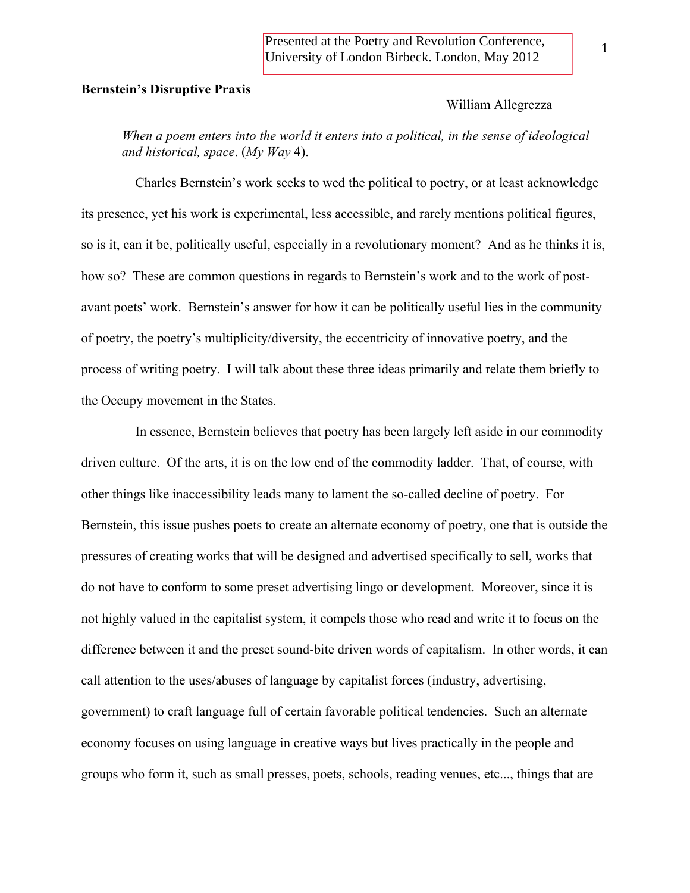Presented at the Poetry and Revolution Conference, University of London Birbeck. London, May 2012

**Bernstein's Disruptive Praxis**

William Allegrezza

> *When a poem enters into the world it enters into a political, in the sense of ideological and historical, space*. (*My Way* 4).

Charles Bernstein's work seeks to wed the political to poetry, or at least acknowledge its presence, yet his work is experimental, less accessible, and rarely mentions political figures, so is it, can it be, politically useful, especially in a revolutionary moment? And as he thinks it is, how so? These are common questions in regards to Bernstein's work and to the work of post-avant poets' work. Bernstein's answer for how it can be politically useful lies in the community of poetry, the poetry's multiplicity/diversity, the eccentricity of innovative poetry, and the process of writing poetry. I will talk about these three ideas primarily and relate them briefly to the Occupy movement in the States.

In essence, Bernstein believes that poetry has been largely left aside in our commodity driven culture. Of the arts, it is on the low end of the commodity ladder. That, of course, with other things like inaccessibility leads many to lament the so-called decline of poetry. For Bernstein, this issue pushes poets to create an alternate economy of poetry, one that is outside the pressures of creating works that will be designed and advertised specifically to sell, works that do not have to conform to some preset advertising lingo or development. Moreover, since it is not highly valued in the capitalist system, it compels those who read and write it to focus on the difference between it and the preset sound-bite driven words of capitalism. In other words, it can call attention to the uses/abuses of language by capitalist forces (industry, advertising, government) to craft language full of certain favorable political tendencies. Such an alternate economy focuses on using language in creative ways but lives practically in the people and groups who form it, such as small presses, poets, schools, reading venues, etc..., things that are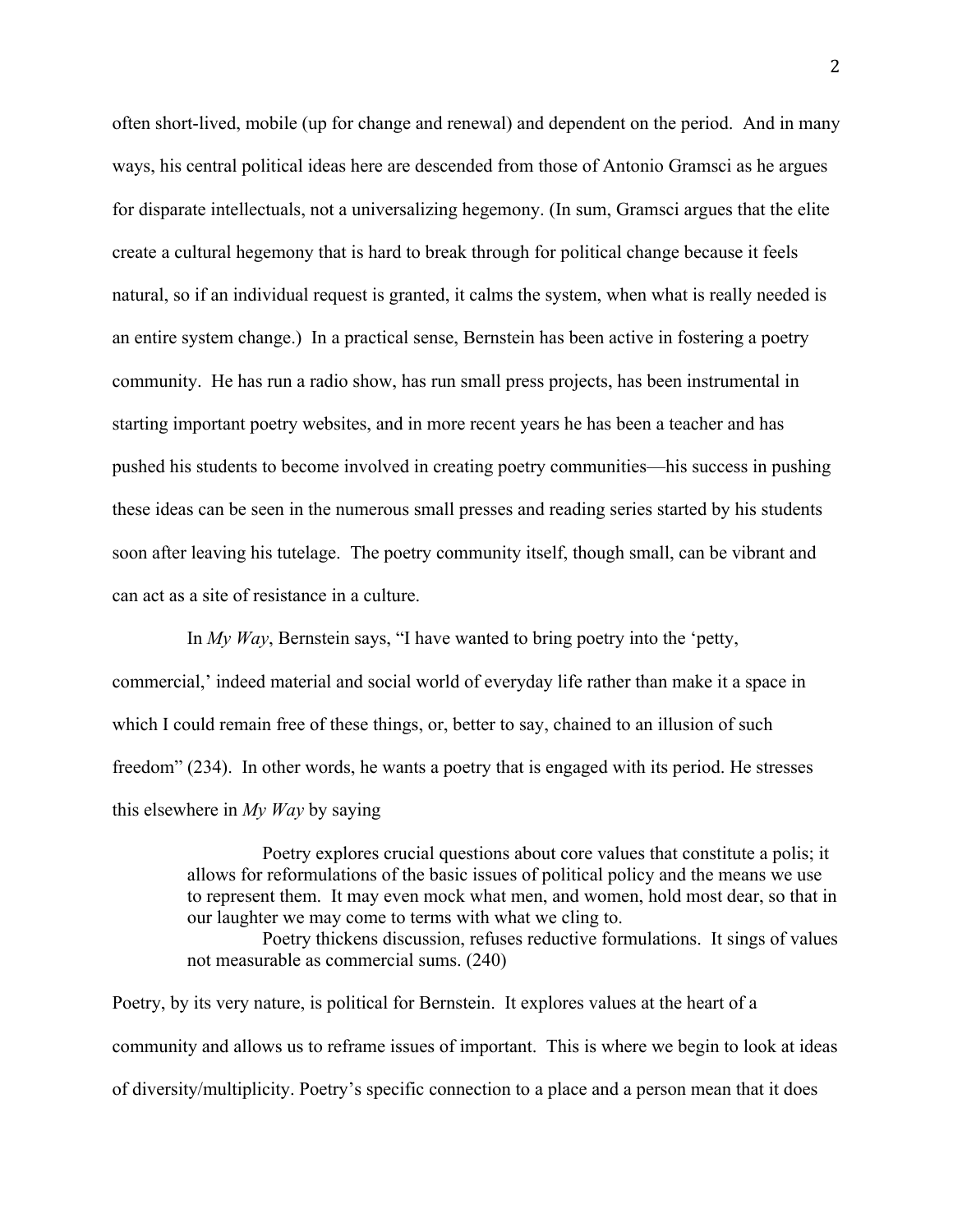often short-lived, mobile (up for change and renewal) and dependent on the period. And in many ways, his central political ideas here are descended from those of Antonio Gramsci as he argues for disparate intellectuals, not a universalizing hegemony. (In sum, Gramsci argues that the elite create a cultural hegemony that is hard to break through for political change because it feels natural, so if an individual request is granted, it calms the system, when what is really needed is an entire system change.) In a practical sense, Bernstein has been active in fostering a poetry community. He has run a radio show, has run small press projects, has been instrumental in starting important poetry websites, and in more recent years he has been a teacher and has pushed his students to become involved in creating poetry communities—his success in pushing these ideas can be seen in the numerous small presses and reading series started by his students soon after leaving his tutelage. The poetry community itself, though small, can be vibrant and can act as a site of resistance in a culture.

In *My Way*, Bernstein says, "I have wanted to bring poetry into the 'petty, commercial,' indeed material and social world of everyday life rather than make it a space in which I could remain free of these things, or, better to say, chained to an illusion of such freedom" (234). In other words, he wants a poetry that is engaged with its period. He stresses this elsewhere in *My Way* by saying

> Poetry explores crucial questions about core values that constitute a polis; it allows for reformulations of the basic issues of political policy and the means we use to represent them. It may even mock what men, and women, hold most dear, so that in our laughter we may come to terms with what we cling to.
>
> Poetry thickens discussion, refuses reductive formulations. It sings of values not measurable as commercial sums. (240)

Poetry, by its very nature, is political for Bernstein. It explores values at the heart of a community and allows us to reframe issues of important. This is where we begin to look at ideas of diversity/multiplicity. Poetry's specific connection to a place and a person mean that it does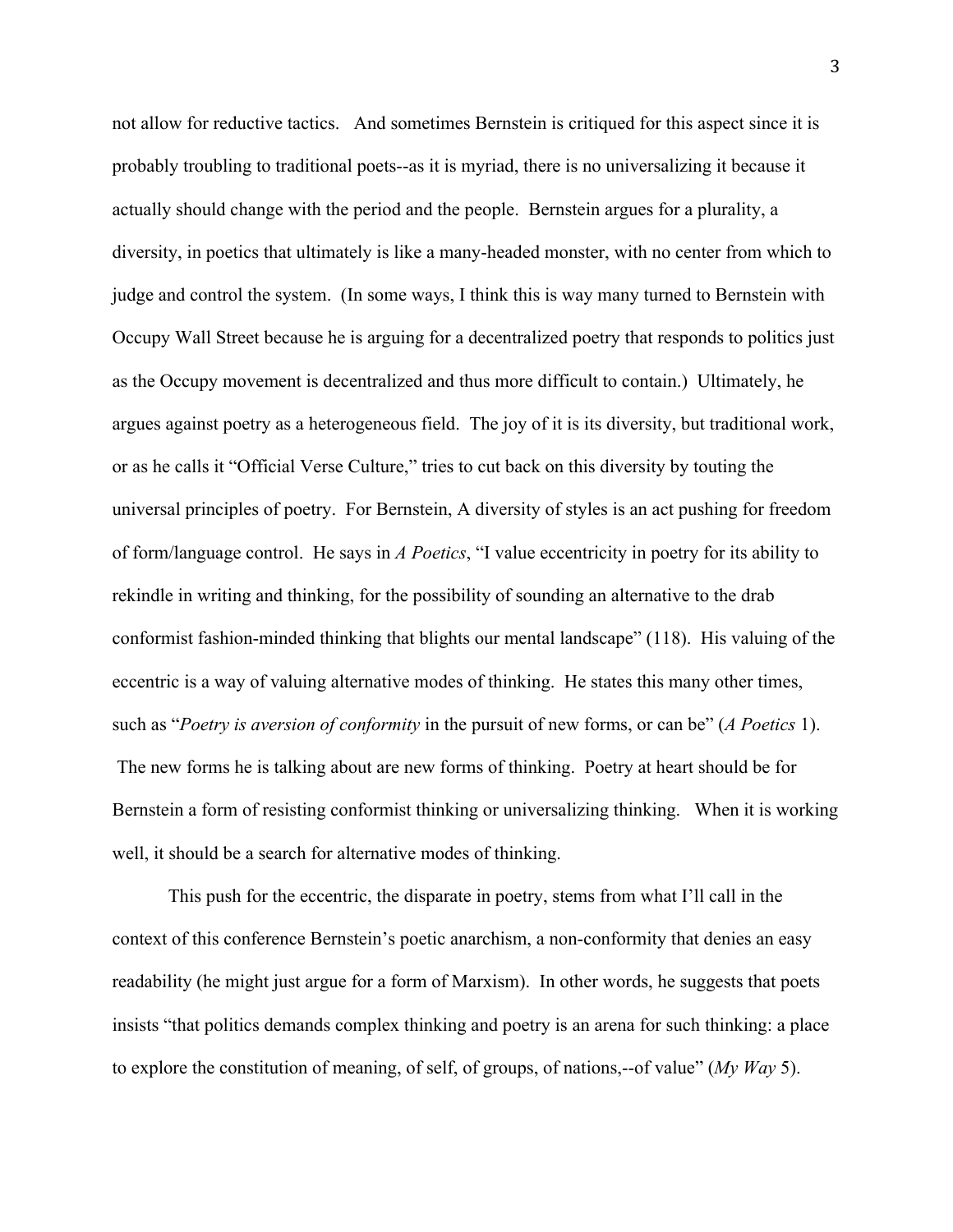not allow for reductive tactics. And sometimes Bernstein is critiqued for this aspect since it is probably troubling to traditional poets--as it is myriad, there is no universalizing it because it actually should change with the period and the people. Bernstein argues for a plurality, a diversity, in poetics that ultimately is like a many-headed monster, with no center from which to judge and control the system. (In some ways, I think this is way many turned to Bernstein with Occupy Wall Street because he is arguing for a decentralized poetry that responds to politics just as the Occupy movement is decentralized and thus more difficult to contain.) Ultimately, he argues against poetry as a heterogeneous field. The joy of it is its diversity, but traditional work, or as he calls it "Official Verse Culture," tries to cut back on this diversity by touting the universal principles of poetry. For Bernstein, A diversity of styles is an act pushing for freedom of form/language control. He says in *A Poetics*, "I value eccentricity in poetry for its ability to rekindle in writing and thinking, for the possibility of sounding an alternative to the drab conformist fashion-minded thinking that blights our mental landscape" (118). His valuing of the eccentric is a way of valuing alternative modes of thinking. He states this many other times, such as "*Poetry is aversion of conformity* in the pursuit of new forms, or can be" (*A Poetics* 1). The new forms he is talking about are new forms of thinking. Poetry at heart should be for Bernstein a form of resisting conformist thinking or universalizing thinking. When it is working well, it should be a search for alternative modes of thinking.

This push for the eccentric, the disparate in poetry, stems from what I'll call in the context of this conference Bernstein's poetic anarchism, a non-conformity that denies an easy readability (he might just argue for a form of Marxism). In other words, he suggests that poets insists "that politics demands complex thinking and poetry is an arena for such thinking: a place to explore the constitution of meaning, of self, of groups, of nations,--of value" (*My Way* 5).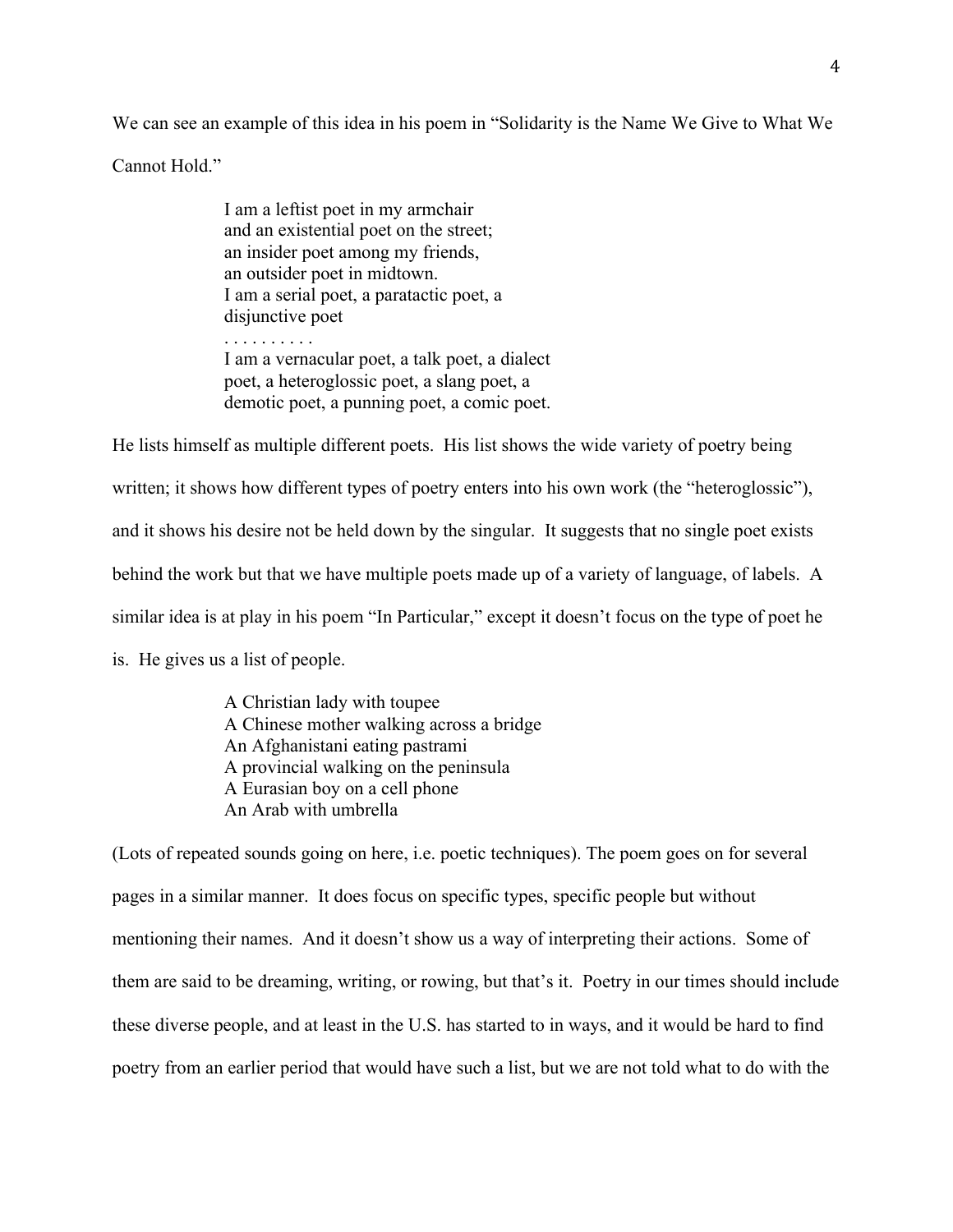We can see an example of this idea in his poem in "Solidarity is the Name We Give to What We Cannot Hold."

> I am a leftist poet in my armchair
> and an existential poet on the street;
> an insider poet among my friends,
> an outsider poet in midtown.
> I am a serial poet, a paratactic poet, a
> disjunctive poet
> . . . . . . . . . .
> I am a vernacular poet, a talk poet, a dialect
> poet, a heteroglossic poet, a slang poet, a
> demotic poet, a punning poet, a comic poet.

He lists himself as multiple different poets. His list shows the wide variety of poetry being written; it shows how different types of poetry enters into his own work (the "heteroglossic"), and it shows his desire not be held down by the singular. It suggests that no single poet exists behind the work but that we have multiple poets made up of a variety of language, of labels. A similar idea is at play in his poem "In Particular," except it doesn't focus on the type of poet he is. He gives us a list of people.

> A Christian lady with toupee
> A Chinese mother walking across a bridge
> An Afghanistani eating pastrami
> A provincial walking on the peninsula
> A Eurasian boy on a cell phone
> An Arab with umbrella

(Lots of repeated sounds going on here, i.e. poetic techniques). The poem goes on for several pages in a similar manner. It does focus on specific types, specific people but without mentioning their names. And it doesn't show us a way of interpreting their actions. Some of them are said to be dreaming, writing, or rowing, but that's it. Poetry in our times should include these diverse people, and at least in the U.S. has started to in ways, and it would be hard to find poetry from an earlier period that would have such a list, but we are not told what to do with the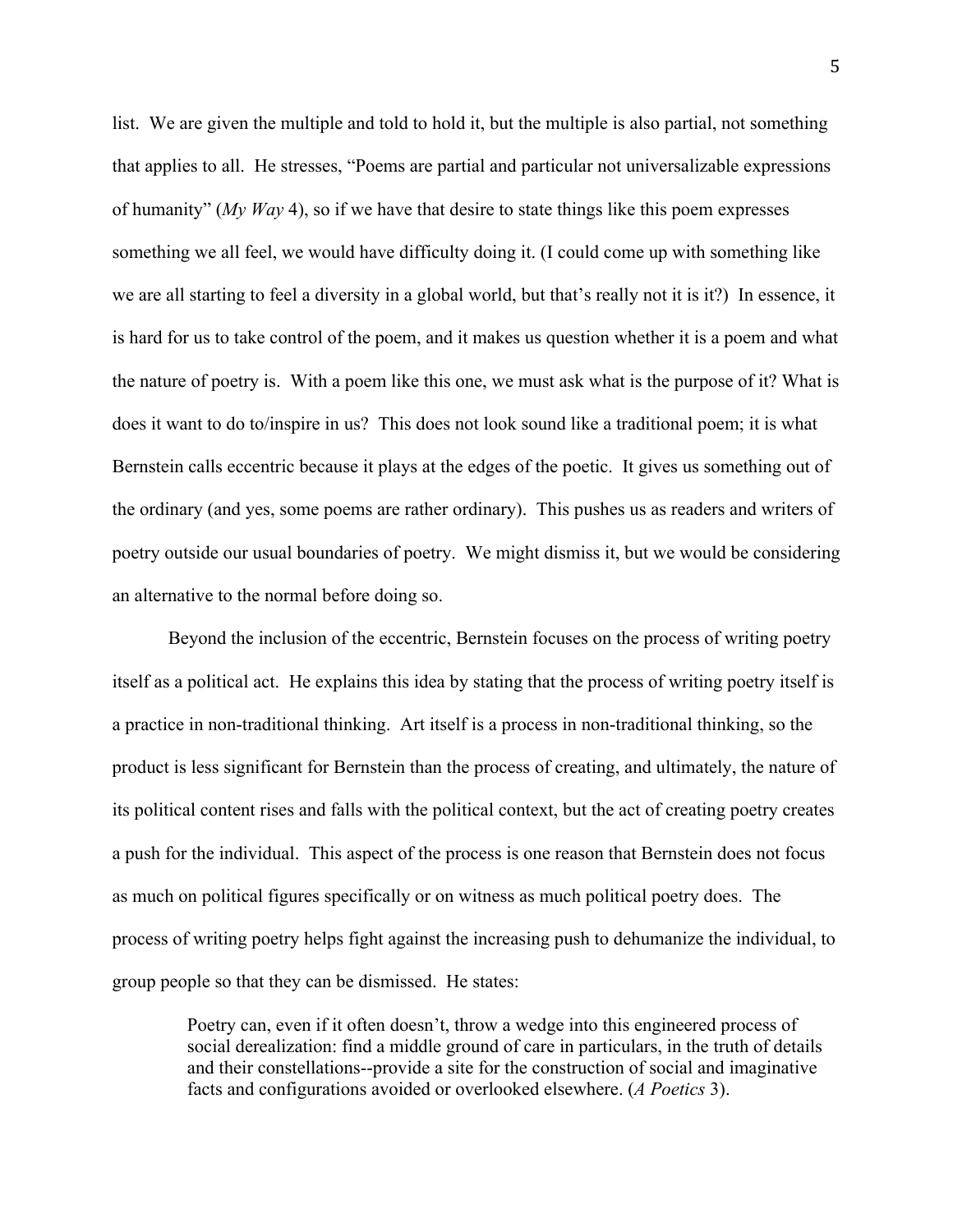list. We are given the multiple and told to hold it, but the multiple is also partial, not something that applies to all. He stresses, "Poems are partial and particular not universalizable expressions of humanity" (*My Way* 4), so if we have that desire to state things like this poem expresses something we all feel, we would have difficulty doing it. (I could come up with something like we are all starting to feel a diversity in a global world, but that's really not it is it?) In essence, it is hard for us to take control of the poem, and it makes us question whether it is a poem and what the nature of poetry is. With a poem like this one, we must ask what is the purpose of it? What is does it want to do to/inspire in us? This does not look sound like a traditional poem; it is what Bernstein calls eccentric because it plays at the edges of the poetic. It gives us something out of the ordinary (and yes, some poems are rather ordinary). This pushes us as readers and writers of poetry outside our usual boundaries of poetry. We might dismiss it, but we would be considering an alternative to the normal before doing so.

Beyond the inclusion of the eccentric, Bernstein focuses on the process of writing poetry itself as a political act. He explains this idea by stating that the process of writing poetry itself is a practice in non-traditional thinking. Art itself is a process in non-traditional thinking, so the product is less significant for Bernstein than the process of creating, and ultimately, the nature of its political content rises and falls with the political context, but the act of creating poetry creates a push for the individual. This aspect of the process is one reason that Bernstein does not focus as much on political figures specifically or on witness as much political poetry does. The process of writing poetry helps fight against the increasing push to dehumanize the individual, to group people so that they can be dismissed. He states:

> Poetry can, even if it often doesn't, throw a wedge into this engineered process of social derealization: find a middle ground of care in particulars, in the truth of details and their constellations--provide a site for the construction of social and imaginative facts and configurations avoided or overlooked elsewhere. (*A Poetics* 3).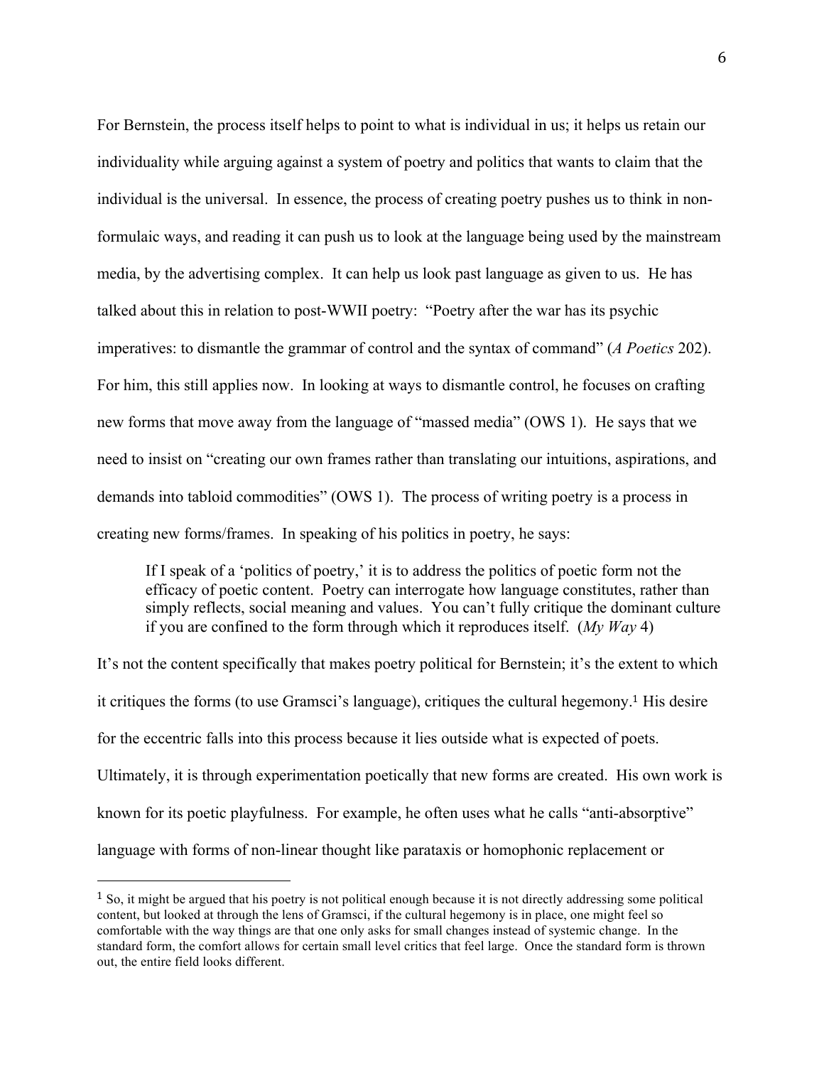For Bernstein, the process itself helps to point to what is individual in us; it helps us retain our individuality while arguing against a system of poetry and politics that wants to claim that the individual is the universal. In essence, the process of creating poetry pushes us to think in non-formulaic ways, and reading it can push us to look at the language being used by the mainstream media, by the advertising complex. It can help us look past language as given to us. He has talked about this in relation to post-WWII poetry: "Poetry after the war has its psychic imperatives: to dismantle the grammar of control and the syntax of command" (*A Poetics* 202). For him, this still applies now. In looking at ways to dismantle control, he focuses on crafting new forms that move away from the language of "massed media" (OWS 1). He says that we need to insist on "creating our own frames rather than translating our intuitions, aspirations, and demands into tabloid commodities" (OWS 1). The process of writing poetry is a process in creating new forms/frames. In speaking of his politics in poetry, he says:

> If I speak of a 'politics of poetry,' it is to address the politics of poetic form not the efficacy of poetic content. Poetry can interrogate how language constitutes, rather than simply reflects, social meaning and values. You can't fully critique the dominant culture if you are confined to the form through which it reproduces itself. (*My Way* 4)

It's not the content specifically that makes poetry political for Bernstein; it's the extent to which it critiques the forms (to use Gramsci's language), critiques the cultural hegemony.[1] His desire for the eccentric falls into this process because it lies outside what is expected of poets. Ultimately, it is through experimentation poetically that new forms are created. His own work is known for its poetic playfulness. For example, he often uses what he calls "anti-absorptive" language with forms of non-linear thought like parataxis or homophonic replacement or

[1] So, it might be argued that his poetry is not political enough because it is not directly addressing some political content, but looked at through the lens of Gramsci, if the cultural hegemony is in place, one might feel so comfortable with the way things are that one only asks for small changes instead of systemic change. In the standard form, the comfort allows for certain small level critics that feel large. Once the standard form is thrown out, the entire field looks different.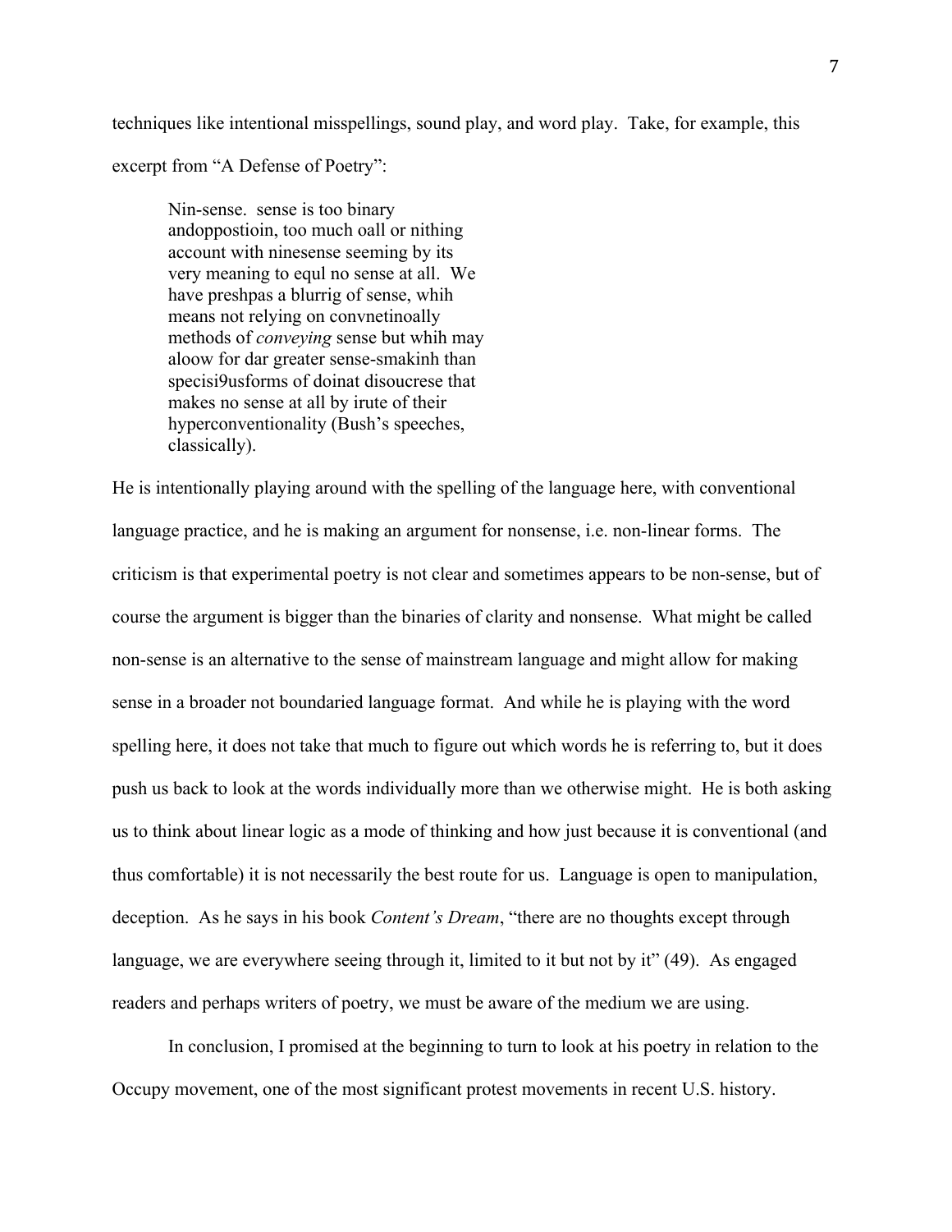techniques like intentional misspellings, sound play, and word play. Take, for example, this excerpt from "A Defense of Poetry":

> Nin-sense. sense is too binary
> andoppostioin, too much oall or nithing
> account with ninesense seeming by its
> very meaning to equl no sense at all. We
> have preshpas a blurrig of sense, whih
> means not relying on convnetinoally
> methods of *conveying* sense but whih may
> aloow for dar greater sense-smakinh than
> specisi9usforms of doinat disoucrese that
> makes no sense at all by irute of their
> hyperconventionality (Bush's speeches,
> classically).

He is intentionally playing around with the spelling of the language here, with conventional language practice, and he is making an argument for nonsense, i.e. non-linear forms. The criticism is that experimental poetry is not clear and sometimes appears to be non-sense, but of course the argument is bigger than the binaries of clarity and nonsense. What might be called non-sense is an alternative to the sense of mainstream language and might allow for making sense in a broader not boundaried language format. And while he is playing with the word spelling here, it does not take that much to figure out which words he is referring to, but it does push us back to look at the words individually more than we otherwise might. He is both asking us to think about linear logic as a mode of thinking and how just because it is conventional (and thus comfortable) it is not necessarily the best route for us. Language is open to manipulation, deception. As he says in his book *Content's Dream*, "there are no thoughts except through language, we are everywhere seeing through it, limited to it but not by it" (49). As engaged readers and perhaps writers of poetry, we must be aware of the medium we are using.

In conclusion, I promised at the beginning to turn to look at his poetry in relation to the Occupy movement, one of the most significant protest movements in recent U.S. history.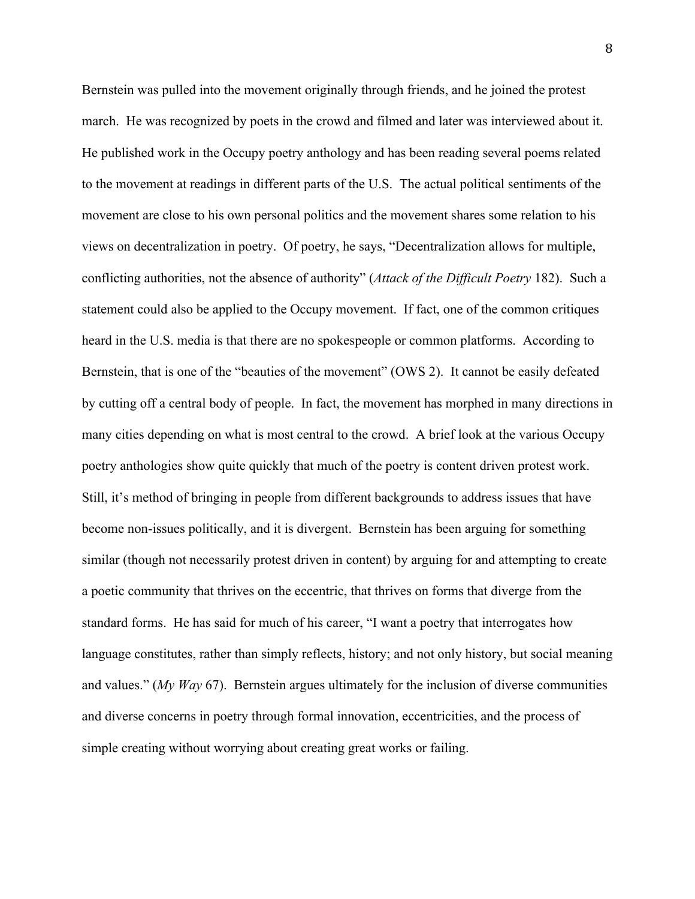Bernstein was pulled into the movement originally through friends, and he joined the protest march. He was recognized by poets in the crowd and filmed and later was interviewed about it. He published work in the Occupy poetry anthology and has been reading several poems related to the movement at readings in different parts of the U.S. The actual political sentiments of the movement are close to his own personal politics and the movement shares some relation to his views on decentralization in poetry. Of poetry, he says, "Decentralization allows for multiple, conflicting authorities, not the absence of authority" (*Attack of the Difficult Poetry* 182). Such a statement could also be applied to the Occupy movement. If fact, one of the common critiques heard in the U.S. media is that there are no spokespeople or common platforms. According to Bernstein, that is one of the "beauties of the movement" (OWS 2). It cannot be easily defeated by cutting off a central body of people. In fact, the movement has morphed in many directions in many cities depending on what is most central to the crowd. A brief look at the various Occupy poetry anthologies show quite quickly that much of the poetry is content driven protest work. Still, it's method of bringing in people from different backgrounds to address issues that have become non-issues politically, and it is divergent. Bernstein has been arguing for something similar (though not necessarily protest driven in content) by arguing for and attempting to create a poetic community that thrives on the eccentric, that thrives on forms that diverge from the standard forms. He has said for much of his career, "I want a poetry that interrogates how language constitutes, rather than simply reflects, history; and not only history, but social meaning and values." (*My Way* 67). Bernstein argues ultimately for the inclusion of diverse communities and diverse concerns in poetry through formal innovation, eccentricities, and the process of simple creating without worrying about creating great works or failing.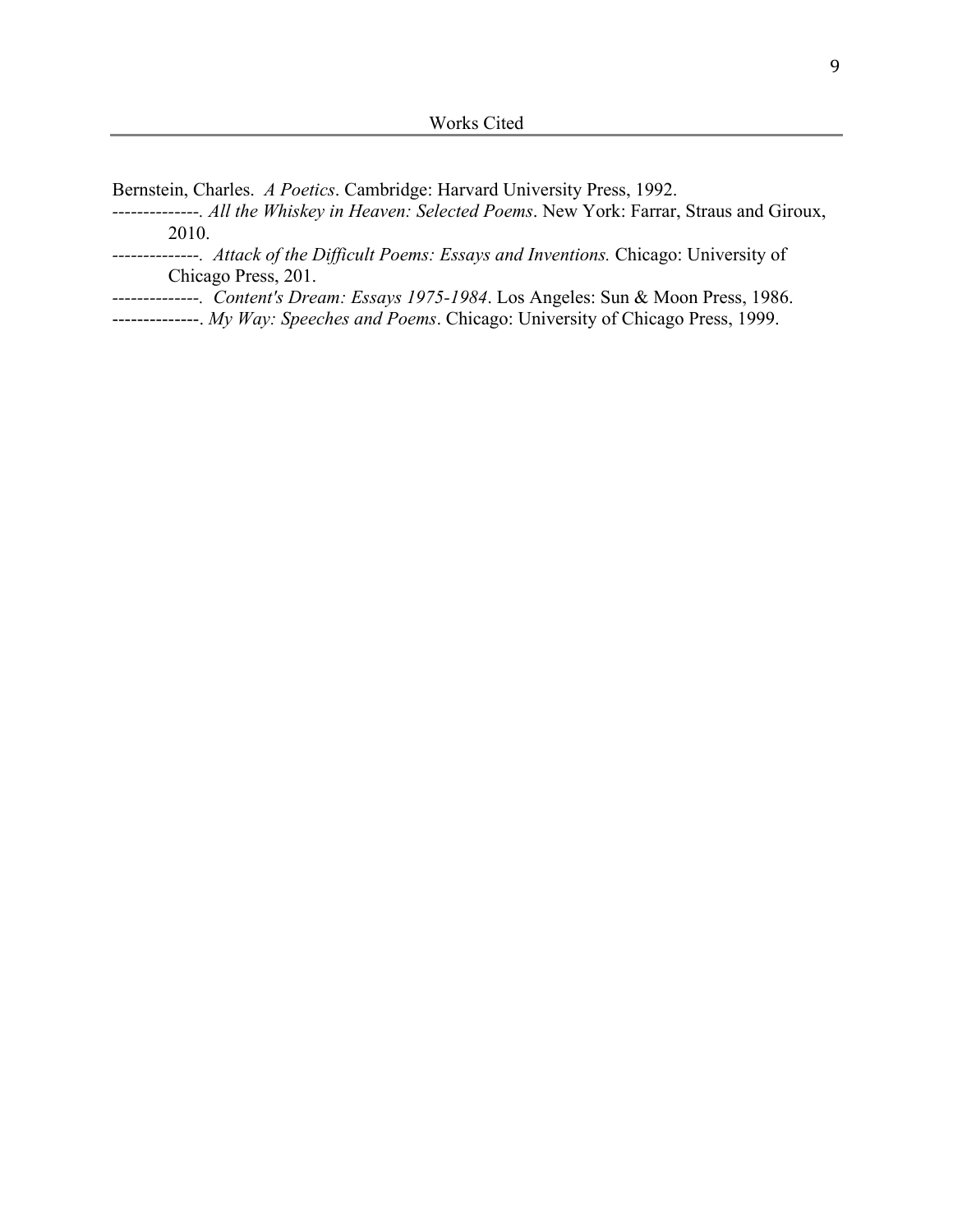## Works Cited

Bernstein, Charles. *A Poetics*. Cambridge: Harvard University Press, 1992.

--------------. *All the Whiskey in Heaven: Selected Poems*. New York: Farrar, Straus and Giroux, 2010.

--------------. *Attack of the Difficult Poems: Essays and Inventions.* Chicago: University of Chicago Press, 201.

--------------. *Content's Dream: Essays 1975-1984*. Los Angeles: Sun & Moon Press, 1986.

--------------. *My Way: Speeches and Poems*. Chicago: University of Chicago Press, 1999.